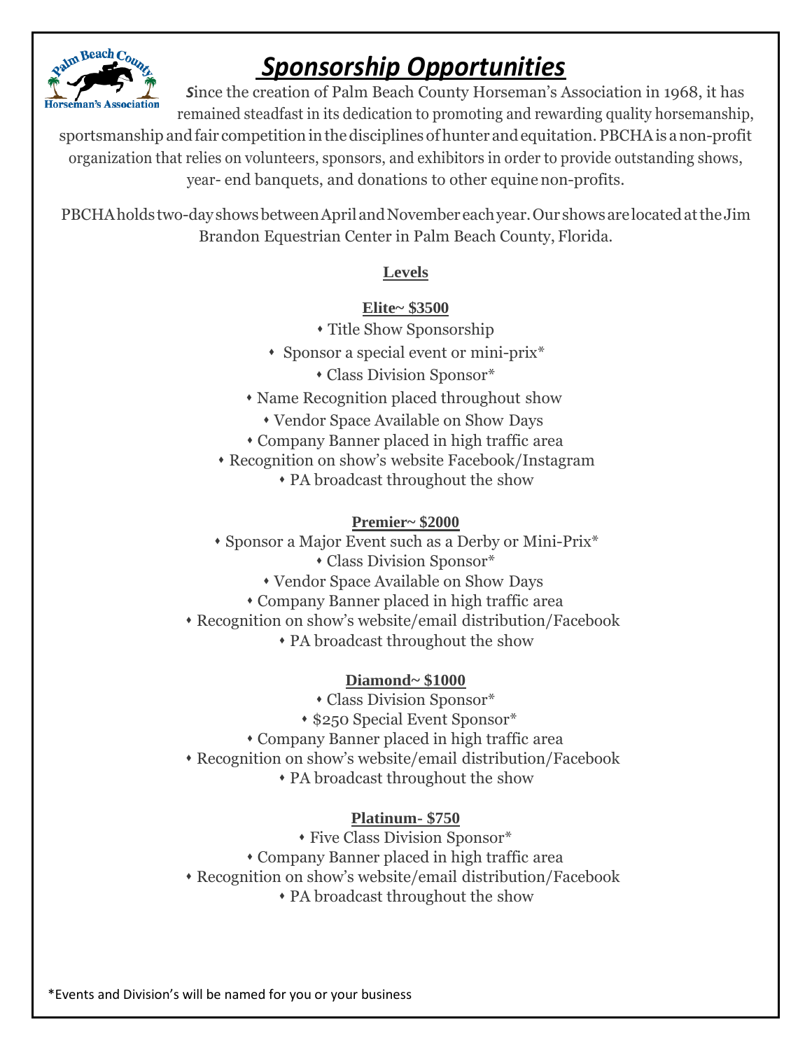# *Sponsorship Opportunities*

Since the creation of Palm Beach County Horseman's Association in 1968, it has remained steadfast in its dedication to promoting and rewarding quality horsemanship, sportsmanship and fair competition in the disciplines of hunter and equitation. PBCHA is a non-profit organization that relies on volunteers, sponsors, and exhibitors in order to provide outstanding shows, year- end banquets, and donations to other equine non-profits.

PBCHA holds two-day shows between April and November each year. Our shows are located at the Jim Brandon Equestrian Center in Palm Beach County, Florida.

## Levels

### Elite~ $3500

- Title Show Sponsorship
- Sponsor a special event or mini-prix*
- Class Division Sponsor*
- Name Recognition placed throughout show
- Vendor Space Available on Show Days
- Company Banner placed in high traffic area
- Recognition on show's website Facebook/Instagram
- PA broadcast throughout the show

### Premier~ $2000

- Sponsor a Major Event such as a Derby or Mini-Prix*
- Class Division Sponsor*
- Vendor Space Available on Show Days
- Company Banner placed in high traffic area
- Recognition on show's website/email distribution/Facebook
- PA broadcast throughout the show

### Diamond~ $1000

- Class Division Sponsor*
- $250 Special Event Sponsor*
- Company Banner placed in high traffic area
- Recognition on show's website/email distribution/Facebook
- PA broadcast throughout the show

### Platinum- $750

- Five Class Division Sponsor*
- Company Banner placed in high traffic area
- Recognition on show's website/email distribution/Facebook
- PA broadcast throughout the show

*Events and Division's will be named for you or your business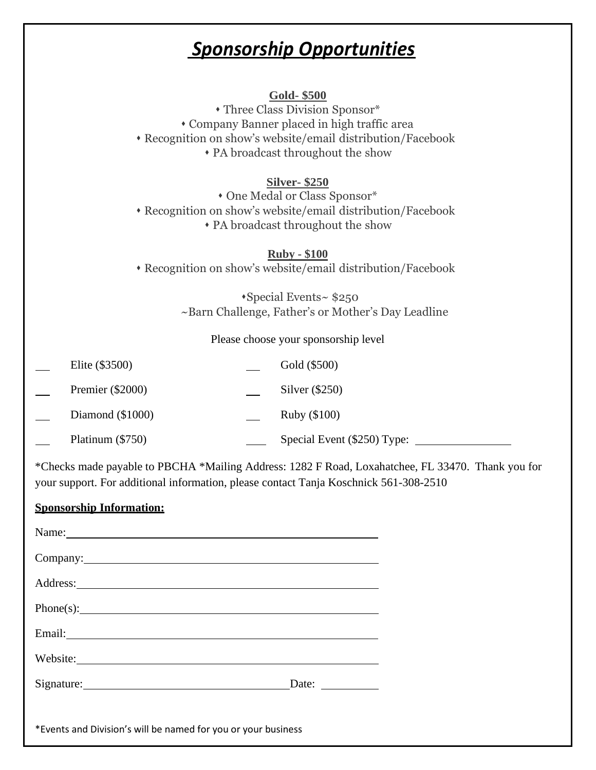# *Sponsorship Opportunities*

**Gold- $500**

⬩ Three Class Division Sponsor*
⬩ Company Banner placed in high traffic area
⬩ Recognition on show's website/email distribution/Facebook
⬩ PA broadcast throughout the show

**Silver- $250**

⬩ One Medal or Class Sponsor*
⬩ Recognition on show's website/email distribution/Facebook
⬩ PA broadcast throughout the show

**Ruby - $100**

⬩ Recognition on show's website/email distribution/Facebook

⬩Special Events~ $250
~Barn Challenge, Father's or Mother's Day Leadline

Please choose your sponsorship level

| | | | |
|---|---|---|---|
| __ | Elite ($3500) | __ | Gold ($500) |
| __ | Premier ($2000) | __ | Silver ($250) |
| __ | Diamond ($1000) | __ | Ruby ($100) |
| __ | Platinum ($750) | ___ | Special Event ($250) Type: ______________ |

*Checks made payable to PBCHA *Mailing Address: 1282 F Road, Loxahatchee, FL 33470. Thank you for your support. For additional information, please contact Tanja Koschnick 561-308-2510

**Sponsorship Information:**

Name: ______________________________________________

Company: ______________________________________________

Address: ______________________________________________

Phone(s): ______________________________________________

Email: ______________________________________________

Website: ______________________________________________

Signature: ______________________________ Date: __________

*Events and Division's will be named for you or your business